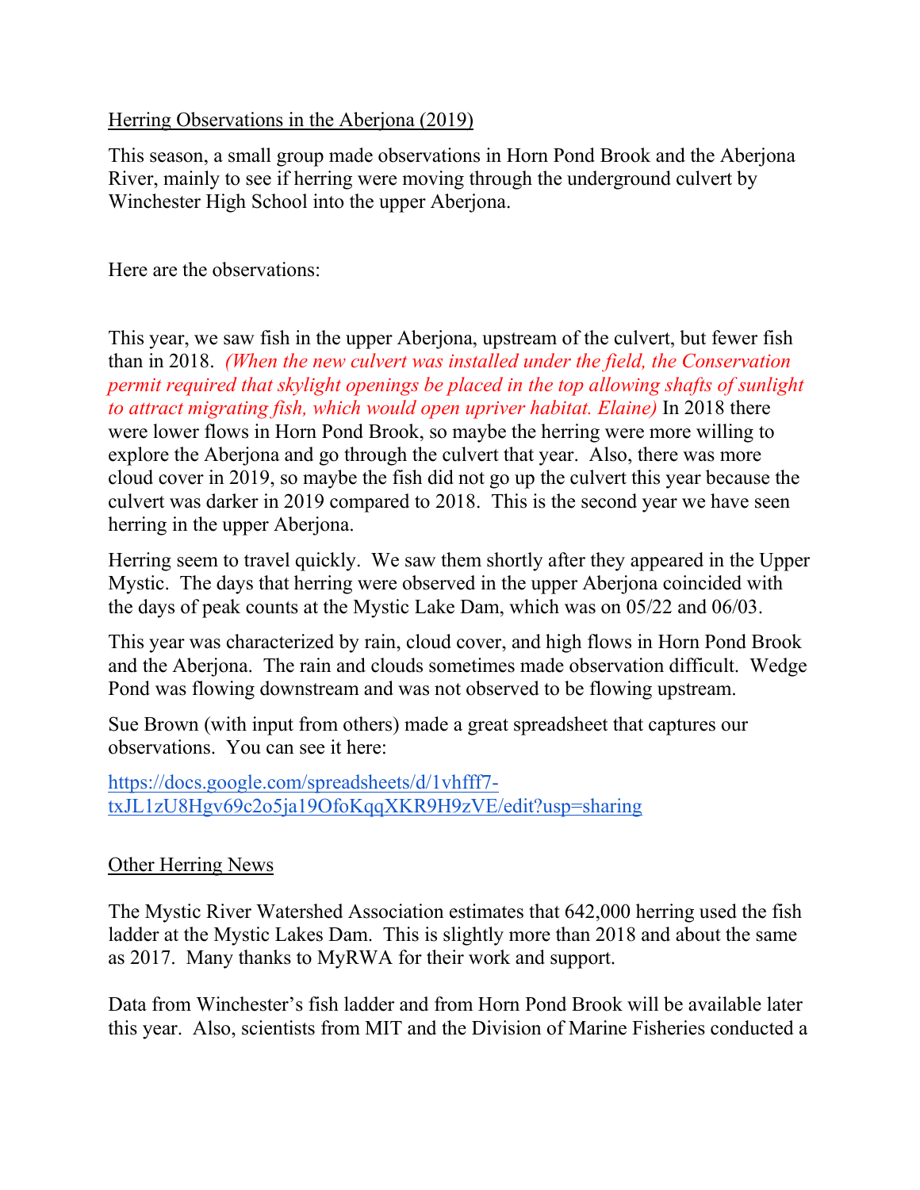## Herring Observations in the Aberjona (2019)

This season, a small group made observations in Horn Pond Brook and the Aberjona River, mainly to see if herring were moving through the underground culvert by Winchester High School into the upper Aberjona.

Here are the observations:

This year, we saw fish in the upper Aberjona, upstream of the culvert, but fewer fish than in 2018. *(When the new culvert was installed under the field, the Conservation permit required that skylight openings be placed in the top allowing shafts of sunlight to attract migrating fish, which would open upriver habitat. Elaine)* In 2018 there were lower flows in Horn Pond Brook, so maybe the herring were more willing to explore the Aberjona and go through the culvert that year. Also, there was more cloud cover in 2019, so maybe the fish did not go up the culvert this year because the culvert was darker in 2019 compared to 2018. This is the second year we have seen herring in the upper Aberjona.

Herring seem to travel quickly. We saw them shortly after they appeared in the Upper Mystic. The days that herring were observed in the upper Aberjona coincided with the days of peak counts at the Mystic Lake Dam, which was on 05/22 and 06/03.

This year was characterized by rain, cloud cover, and high flows in Horn Pond Brook and the Aberjona. The rain and clouds sometimes made observation difficult. Wedge Pond was flowing downstream and was not observed to be flowing upstream.

Sue Brown (with input from others) made a great spreadsheet that captures our observations. You can see it here:

[https://docs.google.com/spreadsheets/d/1vhfff7-txJL1zU8Hgv69c2o5ja19OfoKqqXKR9H9zVE/edit?usp=sharing](https://docs.google.com/spreadsheets/d/1vhfff7-txJL1zU8Hgv69c2o5ja19OfoKqqXKR9H9zVE/edit?usp=sharing)

## Other Herring News

The Mystic River Watershed Association estimates that 642,000 herring used the fish ladder at the Mystic Lakes Dam. This is slightly more than 2018 and about the same as 2017. Many thanks to MyRWA for their work and support.

Data from Winchester's fish ladder and from Horn Pond Brook will be available later this year. Also, scientists from MIT and the Division of Marine Fisheries conducted a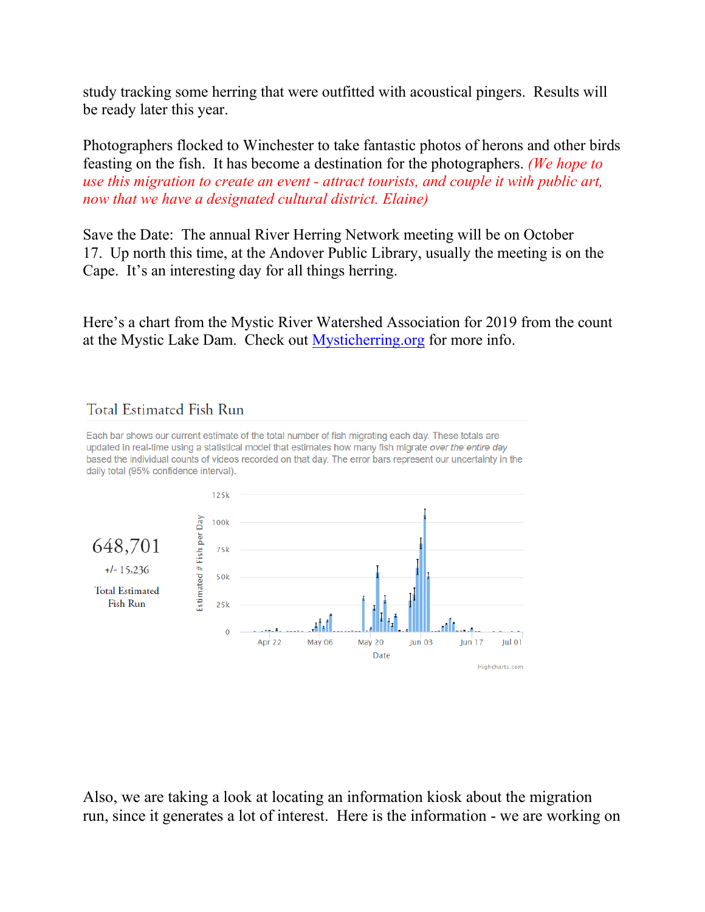study tracking some herring that were outfitted with acoustical pingers. Results will be ready later this year.

Photographers flocked to Winchester to take fantastic photos of herons and other birds feasting on the fish. It has become a destination for the photographers. *(We hope to use this migration to create an event - attract tourists, and couple it with public art, now that we have a designated cultural district. Elaine)*

Save the Date: The annual River Herring Network meeting will be on October 17. Up north this time, at the Andover Public Library, usually the meeting is on the Cape. It's an interesting day for all things herring.

Here's a chart from the Mystic River Watershed Association for 2019 from the count at the Mystic Lake Dam. Check out [Mysticherring.org](Mysticherring.org) for more info.

## Total Estimated Fish Run

Each bar shows our current estimate of the total number of fish migrating each day. These totals are updated in real-time using a statistical model that estimates how many fish migrate *over the entire day* based the individual counts of videos recorded on that day. The error bars represent our uncertainty in the daily total (95% confidence interval).

648,701
+/- 15,236
Total Estimated Fish Run

Also, we are taking a look at locating an information kiosk about the migration run, since it generates a lot of interest. Here is the information - we are working on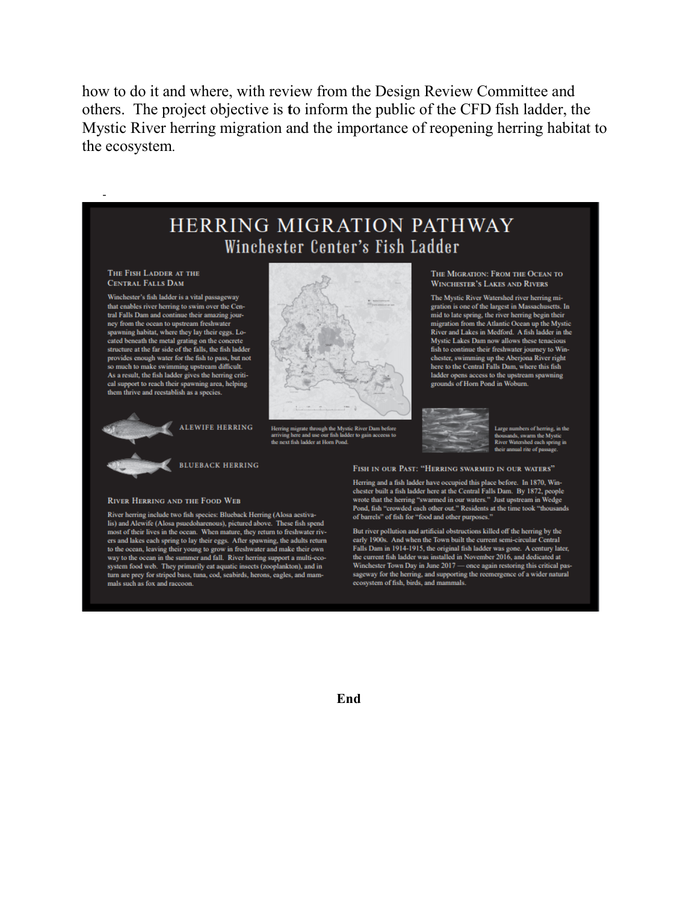how to do it and where, with review from the Design Review Committee and others. The project objective is to inform the public of the CFD fish ladder, the Mystic River herring migration and the importance of reopening herring habitat to the ecosystem.

# HERRING MIGRATION PATHWAY

## Winchester Center's Fish Ladder

### The Fish Ladder at the Central Falls Dam

Winchester's fish ladder is a vital passageway that enables river herring to swim over the Central Falls Dam and continue their amazing journey from the ocean to upstream freshwater spawning habitat, where they lay their eggs. Located beneath the metal grating on the concrete structure at the far side of the falls, the fish ladder provides enough water for the fish to pass, but not so much to make swimming upstream difficult. As a result, the fish ladder gives the herring critical support to reach their spawning area, helping them thrive and reestablish as a species.

ALEWIFE HERRING

BLUEBACK HERRING

Herring migrate through the Mystic River Dam before arriving here and use our fish ladder to gain access to the next fish ladder at Horn Pond.

### The Migration: From the Ocean to Winchester's Lakes and Rivers

The Mystic River Watershed river herring migration is one of the largest in Massachusetts. In mid to late spring, the river herring begin their migration from the Atlantic Ocean up the Mystic River and Lakes in Medford. A fish ladder in the Mystic Lakes Dam now allows these tenacious fish to continue their freshwater journey to Winchester, swimming up the Aberjona River right here to the Central Falls Dam, where this fish ladder opens access to the upstream spawning grounds of Horn Pond in Woburn.

Large numbers of herring, in the thousands, swarm the Mystic River Watershed each spring in their annual rite of passage.

### River Herring and the Food Web

River herring include two fish species: Blueback Herring (Alosa aestivalis) and Alewife (Alosa psuedoharenous), pictured above. These fish spend most of their lives in the ocean. When mature, they return to freshwater rivers and lakes each spring to lay their eggs. After spawning, the adults return to the ocean, leaving their young to grow in freshwater and make their own way to the ocean in the summer and fall. River herring support a multi-ecosystem food web. They primarily eat aquatic insects (zooplankton), and in turn are prey for striped bass, tuna, cod, seabirds, herons, eagles, and mammals such as fox and raccoon.

### Fish in our Past: "Herring swarmed in our waters"

Herring and a fish ladder have occupied this place before. In 1870, Winchester built a fish ladder here at the Central Falls Dam. By 1872, people wrote that the herring "swarmed in our waters." Just upstream in Wedge Pond, fish "crowded each other out." Residents at the time took "thousands of barrels" of fish for "food and other purposes."

But river pollution and artificial obstructions killed off the herring by the early 1900s. And when the Town built the current semi-circular Central Falls Dam in 1914-1915, the original fish ladder was gone. A century later, the current fish ladder was installed in November 2016, and dedicated at Winchester Town Day in June 2017 — once again restoring this critical passageway for the herring, and supporting the reemergence of a wider natural ecosystem of fish, birds, and mammals.

**End**